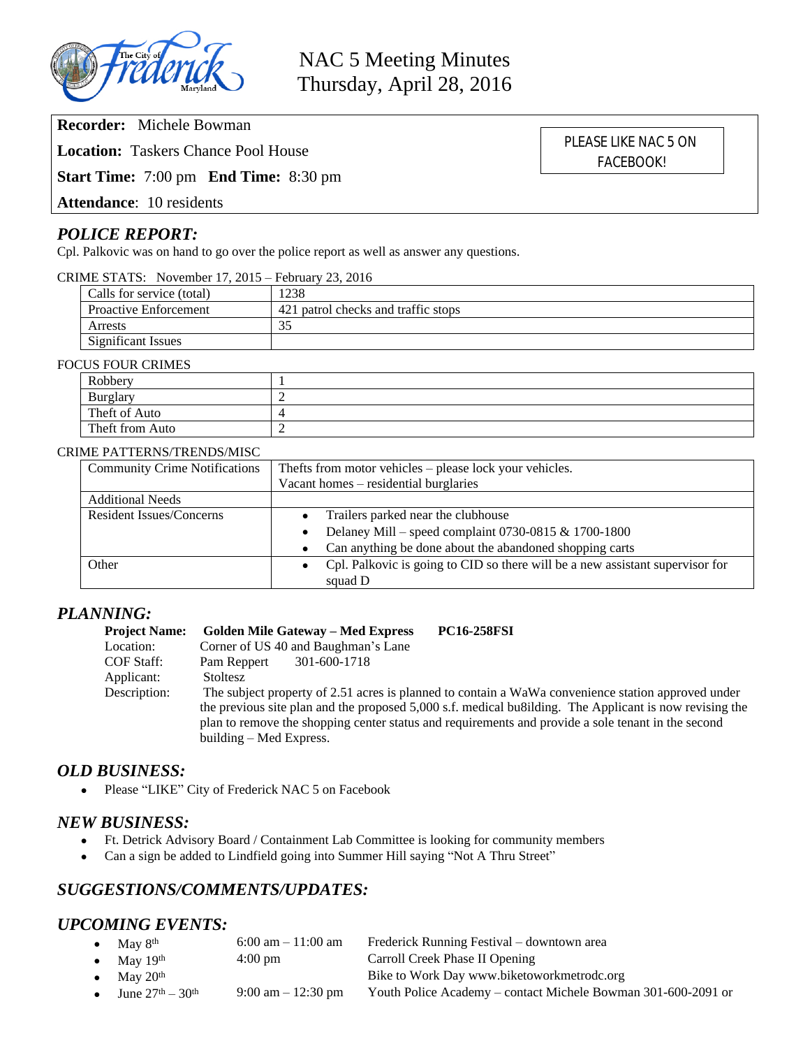# NAC 5 Meeting Minutes
## Thursday, April 28, 2016

**Recorder:** Michele Bowman

**Location:** Taskers Chance Pool House

**Start Time:** 7:00 pm **End Time:** 8:30 pm

**Attendance**: 10 residents

PLEASE LIKE NAC 5 ON FACEBOOK!

## *POLICE REPORT:*

Cpl. Palkovic was on hand to go over the police report as well as answer any questions.

CRIME STATS: November 17, 2015 – February 23, 2016

| Calls for service (total) | 1238 |
|---|---|
| Proactive Enforcement | 421 patrol checks and traffic stops |
| Arrests | 35 |
| Significant Issues | |

FOCUS FOUR CRIMES

| Robbery | 1 |
|---|---|
| Burglary | 2 |
| Theft of Auto | 4 |
| Theft from Auto | 2 |

CRIME PATTERNS/TRENDS/MISC

| Community Crime Notifications | Thefts from motor vehicles – please lock your vehicles.<br>Vacant homes – residential burglaries |
|---|---|
| Additional Needs | |
| Resident Issues/Concerns | • Trailers parked near the clubhouse<br>• Delaney Mill – speed complaint 0730-0815 & 1700-1800<br>• Can anything be done about the abandoned shopping carts |
| Other | • Cpl. Palkovic is going to CID so there will be a new assistant supervisor for squad D |

## *PLANNING:*

**Project Name:** **Golden Mile Gateway – Med Express** **PC16-258FSI**

Location: Corner of US 40 and Baughman's Lane

COF Staff: Pam Reppert 301-600-1718

Applicant: Stoltesz

Description: The subject property of 2.51 acres is planned to contain a WaWa convenience station approved under the previous site plan and the proposed 5,000 s.f. medical bu8ilding. The Applicant is now revising the plan to remove the shopping center status and requirements and provide a sole tenant in the second building – Med Express.

## *OLD BUSINESS:*

- Please "LIKE" City of Frederick NAC 5 on Facebook

## *NEW BUSINESS:*

- Ft. Detrick Advisory Board / Containment Lab Committee is looking for community members
- Can a sign be added to Lindfield going into Summer Hill saying "Not A Thru Street"

## *SUGGESTIONS/COMMENTS/UPDATES:*

## *UPCOMING EVENTS:*

- May 8th 6:00 am – 11:00 am Frederick Running Festival – downtown area
- May 19th 4:00 pm Carroll Creek Phase II Opening
- May 20th Bike to Work Day www.biketoworkmetrodc.org
- June 27th – 30th 9:00 am – 12:30 pm Youth Police Academy – contact Michele Bowman 301-600-2091 or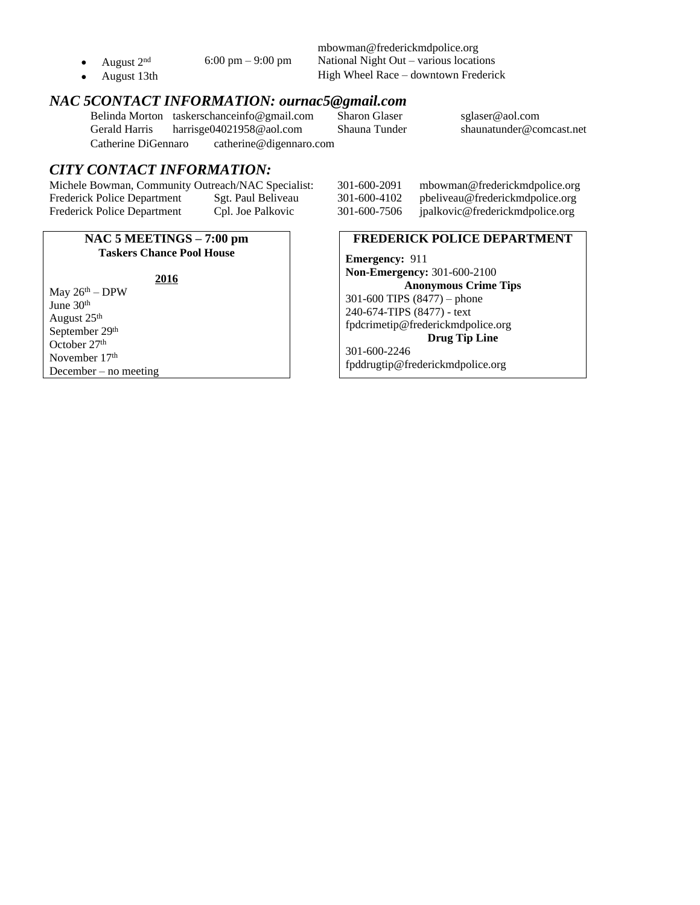mbowman@frederickmdpolice.org

- August 2nd 6:00 pm – 9:00 pm National Night Out – various locations
- August 13th High Wheel Race – downtown Frederick

## *NAC 5CONTACT INFORMATION: ournac5@gmail.com*

| | | | |
|---|---|---|---|
| Belinda Morton | taskerschanceinfo@gmail.com | Sharon Glaser | sglaser@aol.com |
| Gerald Harris | harrisge04021958@aol.com | Shauna Tunder | shaunatunder@comcast.net |
| Catherine DiGennaro | catherine@digennaro.com | | |

## *CITY CONTACT INFORMATION:*

| | | | |
|---|---|---|---|
| Michele Bowman, Community Outreach/NAC Specialist: | | 301-600-2091 | mbowman@frederickmdpolice.org |
| Frederick Police Department | Sgt. Paul Beliveau | 301-600-4102 | pbeliveau@frederickmdpolice.org |
| Frederick Police Department | Cpl. Joe Palkovic | 301-600-7506 | jpalkovic@frederickmdpolice.org |

**NAC 5 MEETINGS – 7:00 pm**
**Taskers Chance Pool House**

**2016**

May 26th – DPW
June 30th
August 25th
September 29th
October 27th
November 17th
December – no meeting

**FREDERICK POLICE DEPARTMENT**

**Emergency:** 911
**Non-Emergency:** 301-600-2100

**Anonymous Crime Tips**

301-600 TIPS (8477) – phone
240-674-TIPS (8477) - text
fpdcrimetip@frederickmdpolice.org

**Drug Tip Line**

301-600-2246
fpddrugtip@frederickmdpolice.org